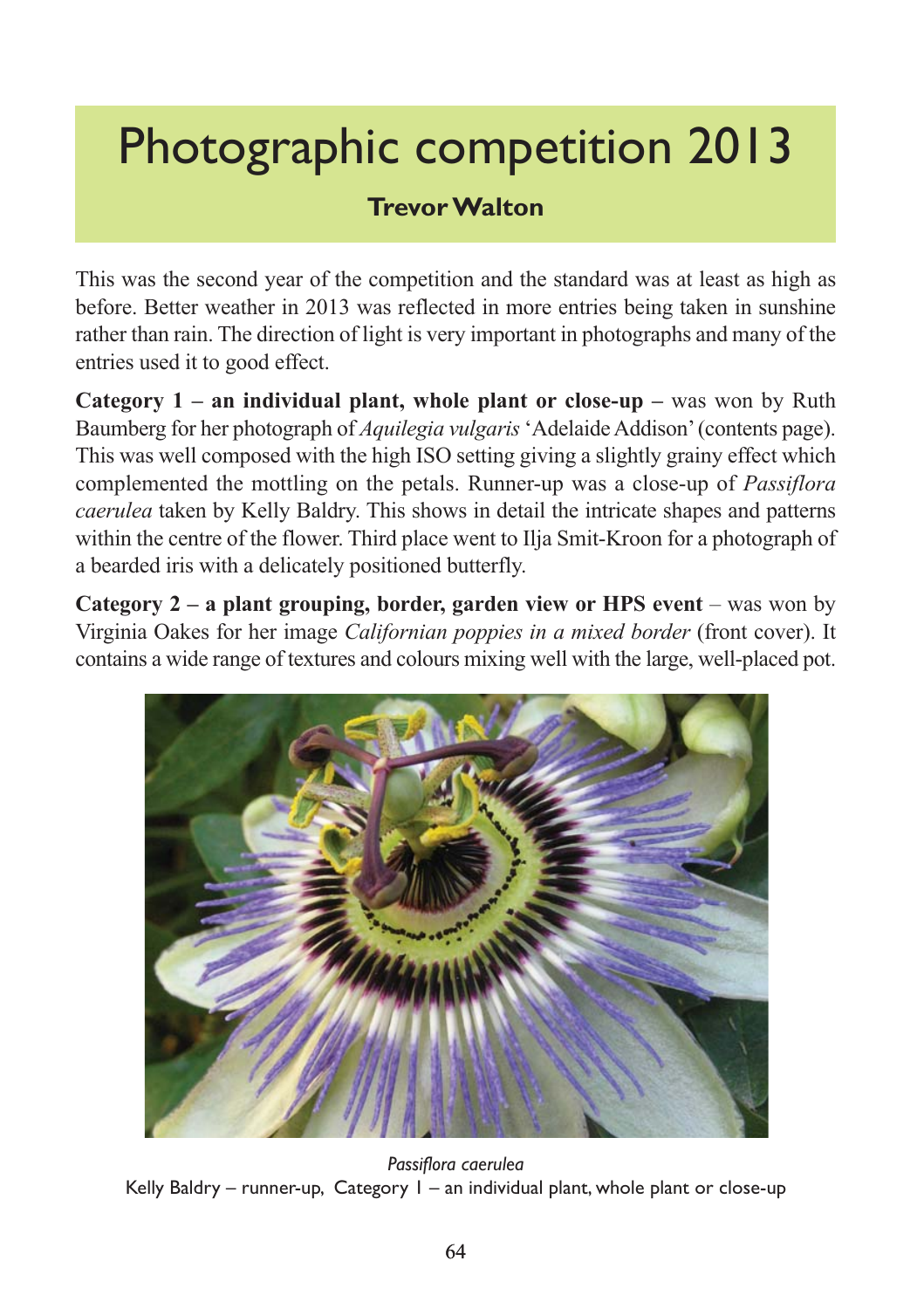# Photographic competition 2013

**Trevor Walton**

This was the second year of the competition and the standard was at least as high as before. Better weather in 2013 was reflected in more entries being taken in sunshine rather than rain. The direction of light is very important in photographs and many of the entries used it to good effect.

**Category 1 – an individual plant, whole plant or close-up –** was won by Ruth Baumberg for her photograph of *Aquilegia vulgaris* 'Adelaide Addison' (contents page). This was well composed with the high ISO setting giving a slightly grainy effect which complemented the mottling on the petals. Runner-up was a close-up of *Passiflora caerulea* taken by Kelly Baldry. This shows in detail the intricate shapes and patterns within the centre of the flower. Third place went to Ilja Smit-Kroon for a photograph of a bearded iris with a delicately positioned butterfly.

**Category 2 – a plant grouping, border, garden view or HPS event** – was won by Virginia Oakes for her image *Californian poppies in a mixed border* (front cover). It contains a wide range of textures and colours mixing well with the large, well-placed pot.

*Passiflora caerulea*
Kelly Baldry – runner-up, Category 1 – an individual plant, whole plant or close-up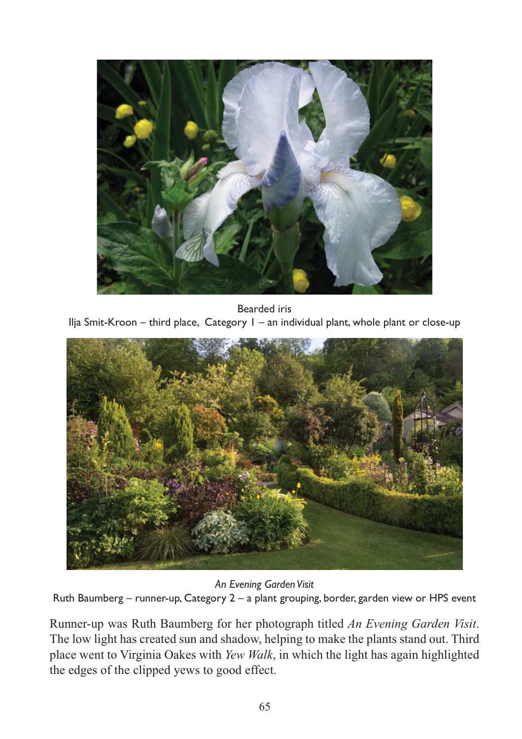Bearded iris
Ilja Smit-Kroon – third place, Category 1 – an individual plant, whole plant or close-up

*An Evening Garden Visit*
Ruth Baumberg – runner-up, Category 2 – a plant grouping, border, garden view or HPS event

Runner-up was Ruth Baumberg for her photograph titled *An Evening Garden Visit*. The low light has created sun and shadow, helping to make the plants stand out. Third place went to Virginia Oakes with *Yew Walk*, in which the light has again highlighted the edges of the clipped yews to good effect.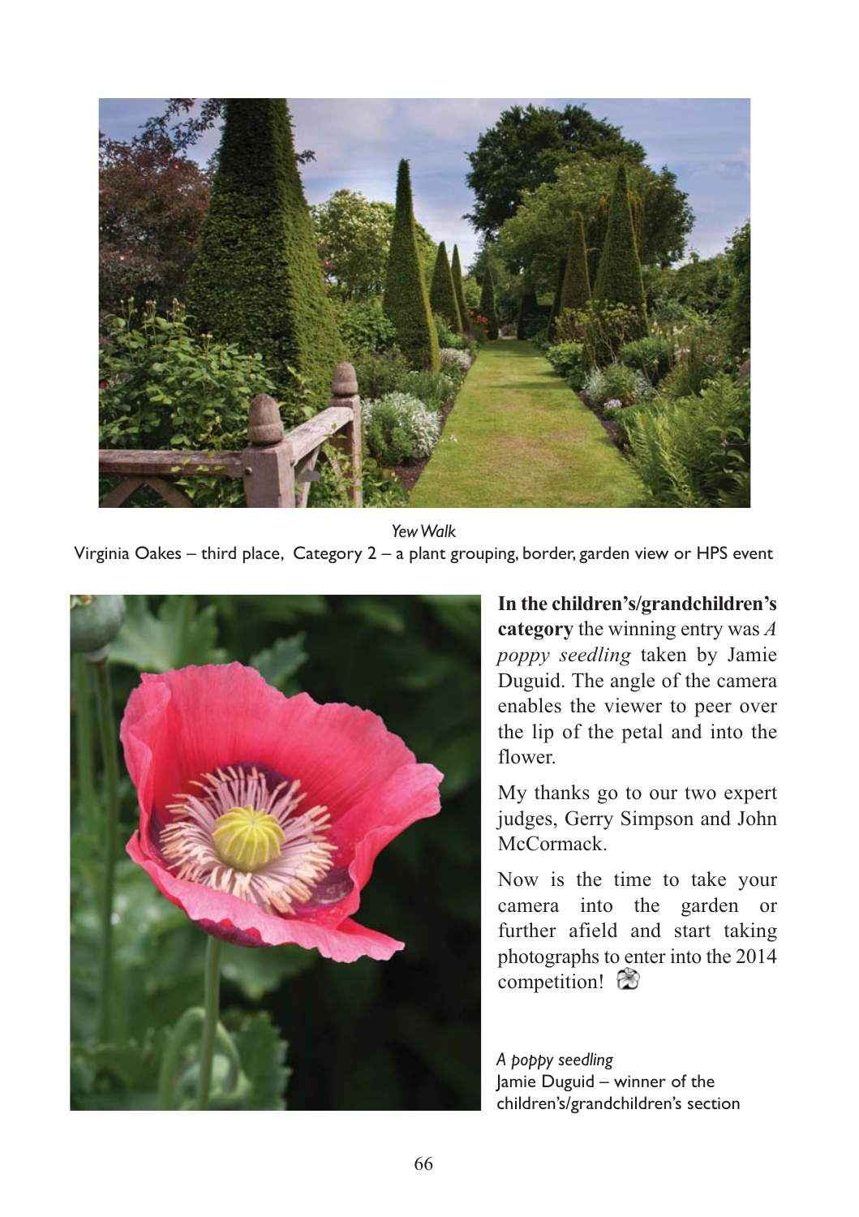*Yew Walk*
Virginia Oakes – third place, Category 2 – a plant grouping, border, garden view or HPS event

**In the children's/grandchildren's category** the winning entry was *A poppy seedling* taken by Jamie Duguid. The angle of the camera enables the viewer to peer over the lip of the petal and into the flower.

My thanks go to our two expert judges, Gerry Simpson and John McCormack.

Now is the time to take your camera into the garden or further afield and start taking photographs to enter into the 2014 competition!

*A poppy seedling*
Jamie Duguid – winner of the children's/grandchildren's section